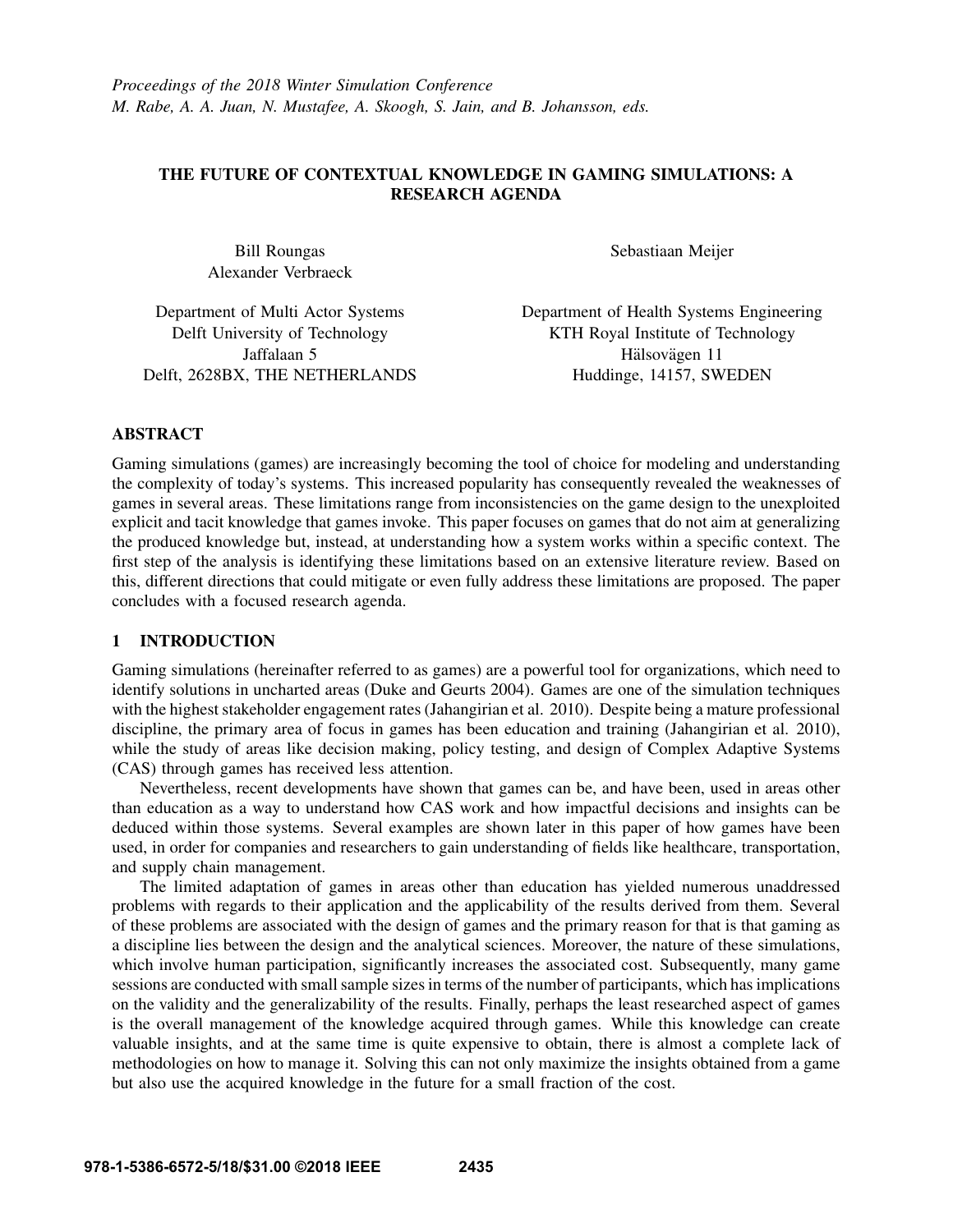*Proceedings of the 2018 Winter Simulation Conference*
*M. Rabe, A. A. Juan, N. Mustafee, A. Skoogh, S. Jain, and B. Johansson, eds.*

# THE FUTURE OF CONTEXTUAL KNOWLEDGE IN GAMING SIMULATIONS: A RESEARCH AGENDA

Bill Roungas
Alexander Verbraeck

Department of Multi Actor Systems
Delft University of Technology
Jaffalaan 5
Delft, 2628BX, THE NETHERLANDS

Sebastiaan Meijer

Department of Health Systems Engineering
KTH Royal Institute of Technology
Hälsovägen 11
Huddinge, 14157, SWEDEN

## ABSTRACT

Gaming simulations (games) are increasingly becoming the tool of choice for modeling and understanding the complexity of today's systems. This increased popularity has consequently revealed the weaknesses of games in several areas. These limitations range from inconsistencies on the game design to the unexploited explicit and tacit knowledge that games invoke. This paper focuses on games that do not aim at generalizing the produced knowledge but, instead, at understanding how a system works within a specific context. The first step of the analysis is identifying these limitations based on an extensive literature review. Based on this, different directions that could mitigate or even fully address these limitations are proposed. The paper concludes with a focused research agenda.

## 1 INTRODUCTION

Gaming simulations (hereinafter referred to as games) are a powerful tool for organizations, which need to identify solutions in uncharted areas (Duke and Geurts 2004). Games are one of the simulation techniques with the highest stakeholder engagement rates (Jahangirian et al. 2010). Despite being a mature professional discipline, the primary area of focus in games has been education and training (Jahangirian et al. 2010), while the study of areas like decision making, policy testing, and design of Complex Adaptive Systems (CAS) through games has received less attention.

Nevertheless, recent developments have shown that games can be, and have been, used in areas other than education as a way to understand how CAS work and how impactful decisions and insights can be deduced within those systems. Several examples are shown later in this paper of how games have been used, in order for companies and researchers to gain understanding of fields like healthcare, transportation, and supply chain management.

The limited adaptation of games in areas other than education has yielded numerous unaddressed problems with regards to their application and the applicability of the results derived from them. Several of these problems are associated with the design of games and the primary reason for that is that gaming as a discipline lies between the design and the analytical sciences. Moreover, the nature of these simulations, which involve human participation, significantly increases the associated cost. Subsequently, many game sessions are conducted with small sample sizes in terms of the number of participants, which has implications on the validity and the generalizability of the results. Finally, perhaps the least researched aspect of games is the overall management of the knowledge acquired through games. While this knowledge can create valuable insights, and at the same time is quite expensive to obtain, there is almost a complete lack of methodologies on how to manage it. Solving this can not only maximize the insights obtained from a game but also use the acquired knowledge in the future for a small fraction of the cost.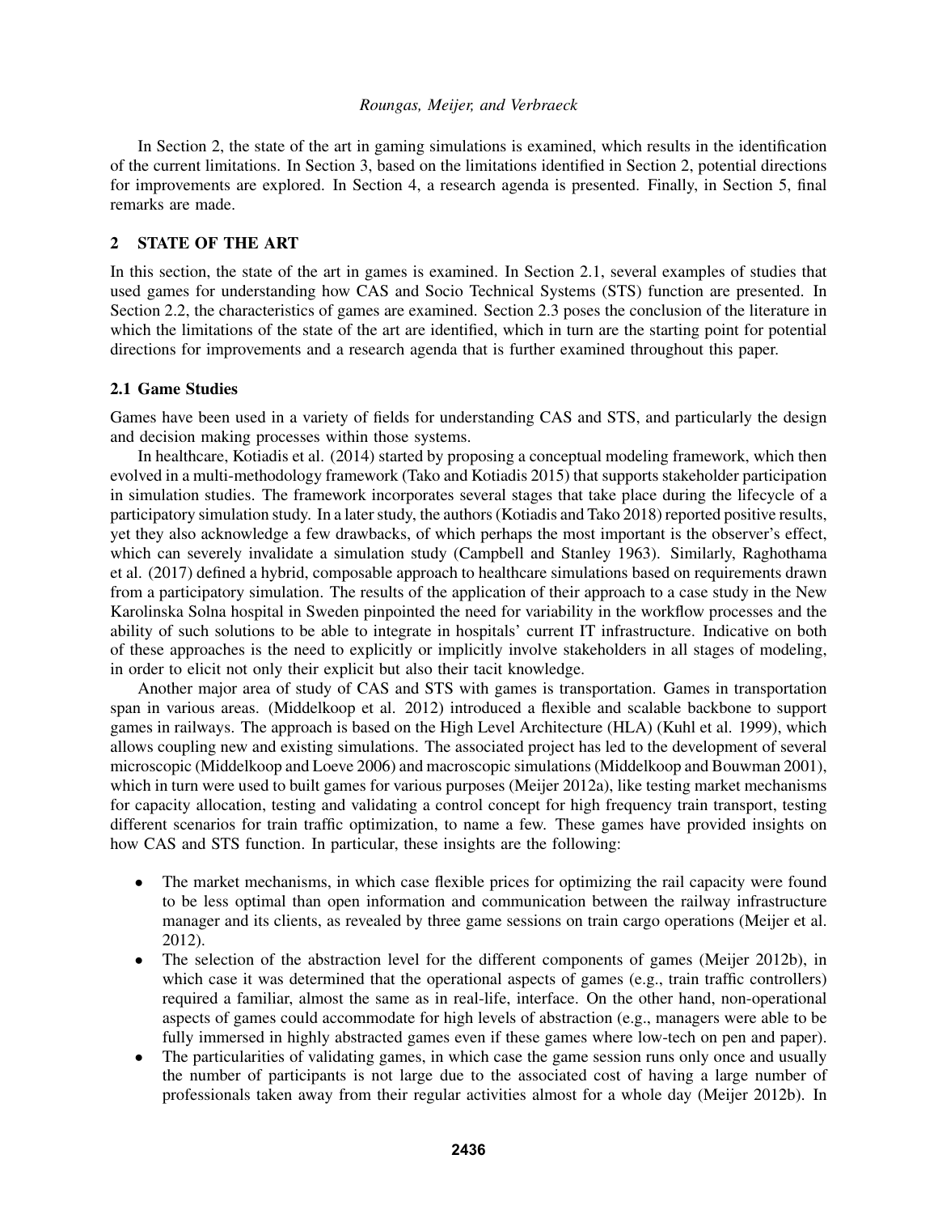In Section 2, the state of the art in gaming simulations is examined, which results in the identification of the current limitations. In Section 3, based on the limitations identified in Section 2, potential directions for improvements are explored. In Section 4, a research agenda is presented. Finally, in Section 5, final remarks are made.

## 2 STATE OF THE ART

In this section, the state of the art in games is examined. In Section 2.1, several examples of studies that used games for understanding how CAS and Socio Technical Systems (STS) function are presented. In Section 2.2, the characteristics of games are examined. Section 2.3 poses the conclusion of the literature in which the limitations of the state of the art are identified, which in turn are the starting point for potential directions for improvements and a research agenda that is further examined throughout this paper.

### 2.1 Game Studies

Games have been used in a variety of fields for understanding CAS and STS, and particularly the design and decision making processes within those systems.

In healthcare, Kotiadis et al. (2014) started by proposing a conceptual modeling framework, which then evolved in a multi-methodology framework (Tako and Kotiadis 2015) that supports stakeholder participation in simulation studies. The framework incorporates several stages that take place during the lifecycle of a participatory simulation study. In a later study, the authors (Kotiadis and Tako 2018) reported positive results, yet they also acknowledge a few drawbacks, of which perhaps the most important is the observer's effect, which can severely invalidate a simulation study (Campbell and Stanley 1963). Similarly, Raghothama et al. (2017) defined a hybrid, composable approach to healthcare simulations based on requirements drawn from a participatory simulation. The results of the application of their approach to a case study in the New Karolinska Solna hospital in Sweden pinpointed the need for variability in the workflow processes and the ability of such solutions to be able to integrate in hospitals' current IT infrastructure. Indicative on both of these approaches is the need to explicitly or implicitly involve stakeholders in all stages of modeling, in order to elicit not only their explicit but also their tacit knowledge.

Another major area of study of CAS and STS with games is transportation. Games in transportation span in various areas. (Middelkoop et al. 2012) introduced a flexible and scalable backbone to support games in railways. The approach is based on the High Level Architecture (HLA) (Kuhl et al. 1999), which allows coupling new and existing simulations. The associated project has led to the development of several microscopic (Middelkoop and Loeve 2006) and macroscopic simulations (Middelkoop and Bouwman 2001), which in turn were used to built games for various purposes (Meijer 2012a), like testing market mechanisms for capacity allocation, testing and validating a control concept for high frequency train transport, testing different scenarios for train traffic optimization, to name a few. These games have provided insights on how CAS and STS function. In particular, these insights are the following:

- The market mechanisms, in which case flexible prices for optimizing the rail capacity were found to be less optimal than open information and communication between the railway infrastructure manager and its clients, as revealed by three game sessions on train cargo operations (Meijer et al. 2012).
- The selection of the abstraction level for the different components of games (Meijer 2012b), in which case it was determined that the operational aspects of games (e.g., train traffic controllers) required a familiar, almost the same as in real-life, interface. On the other hand, non-operational aspects of games could accommodate for high levels of abstraction (e.g., managers were able to be fully immersed in highly abstracted games even if these games where low-tech on pen and paper).
- The particularities of validating games, in which case the game session runs only once and usually the number of participants is not large due to the associated cost of having a large number of professionals taken away from their regular activities almost for a whole day (Meijer 2012b). In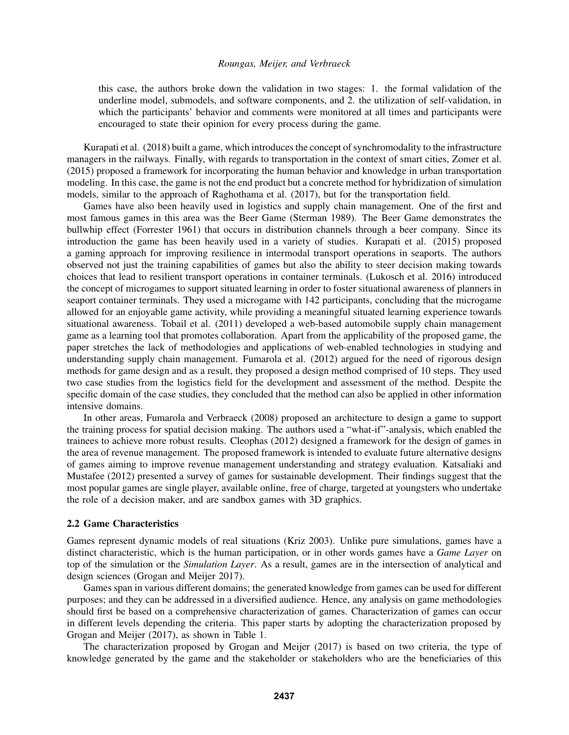this case, the authors broke down the validation in two stages: 1. the formal validation of the underline model, submodels, and software components, and 2. the utilization of self-validation, in which the participants' behavior and comments were monitored at all times and participants were encouraged to state their opinion for every process during the game.

Kurapati et al. (2018) built a game, which introduces the concept of synchromodality to the infrastructure managers in the railways. Finally, with regards to transportation in the context of smart cities, Zomer et al. (2015) proposed a framework for incorporating the human behavior and knowledge in urban transportation modeling. In this case, the game is not the end product but a concrete method for hybridization of simulation models, similar to the approach of Raghothama et al. (2017), but for the transportation field.

Games have also been heavily used in logistics and supply chain management. One of the first and most famous games in this area was the Beer Game (Sterman 1989). The Beer Game demonstrates the bullwhip effect (Forrester 1961) that occurs in distribution channels through a beer company. Since its introduction the game has been heavily used in a variety of studies. Kurapati et al. (2015) proposed a gaming approach for improving resilience in intermodal transport operations in seaports. The authors observed not just the training capabilities of games but also the ability to steer decision making towards choices that lead to resilient transport operations in container terminals. (Lukosch et al. 2016) introduced the concept of microgames to support situated learning in order to foster situational awareness of planners in seaport container terminals. They used a microgame with 142 participants, concluding that the microgame allowed for an enjoyable game activity, while providing a meaningful situated learning experience towards situational awareness. Tobail et al. (2011) developed a web-based automobile supply chain management game as a learning tool that promotes collaboration. Apart from the applicability of the proposed game, the paper stretches the lack of methodologies and applications of web-enabled technologies in studying and understanding supply chain management. Fumarola et al. (2012) argued for the need of rigorous design methods for game design and as a result, they proposed a design method comprised of 10 steps. They used two case studies from the logistics field for the development and assessment of the method. Despite the specific domain of the case studies, they concluded that the method can also be applied in other information intensive domains.

In other areas, Fumarola and Verbraeck (2008) proposed an architecture to design a game to support the training process for spatial decision making. The authors used a "what-if"-analysis, which enabled the trainees to achieve more robust results. Cleophas (2012) designed a framework for the design of games in the area of revenue management. The proposed framework is intended to evaluate future alternative designs of games aiming to improve revenue management understanding and strategy evaluation. Katsaliaki and Mustafee (2012) presented a survey of games for sustainable development. Their findings suggest that the most popular games are single player, available online, free of charge, targeted at youngsters who undertake the role of a decision maker, and are sandbox games with 3D graphics.

### 2.2 Game Characteristics

Games represent dynamic models of real situations (Kriz 2003). Unlike pure simulations, games have a distinct characteristic, which is the human participation, or in other words games have a *Game Layer* on top of the simulation or the *Simulation Layer*. As a result, games are in the intersection of analytical and design sciences (Grogan and Meijer 2017).

Games span in various different domains; the generated knowledge from games can be used for different purposes; and they can be addressed in a diversified audience. Hence, any analysis on game methodologies should first be based on a comprehensive characterization of games. Characterization of games can occur in different levels depending the criteria. This paper starts by adopting the characterization proposed by Grogan and Meijer (2017), as shown in Table 1.

The characterization proposed by Grogan and Meijer (2017) is based on two criteria, the type of knowledge generated by the game and the stakeholder or stakeholders who are the beneficiaries of this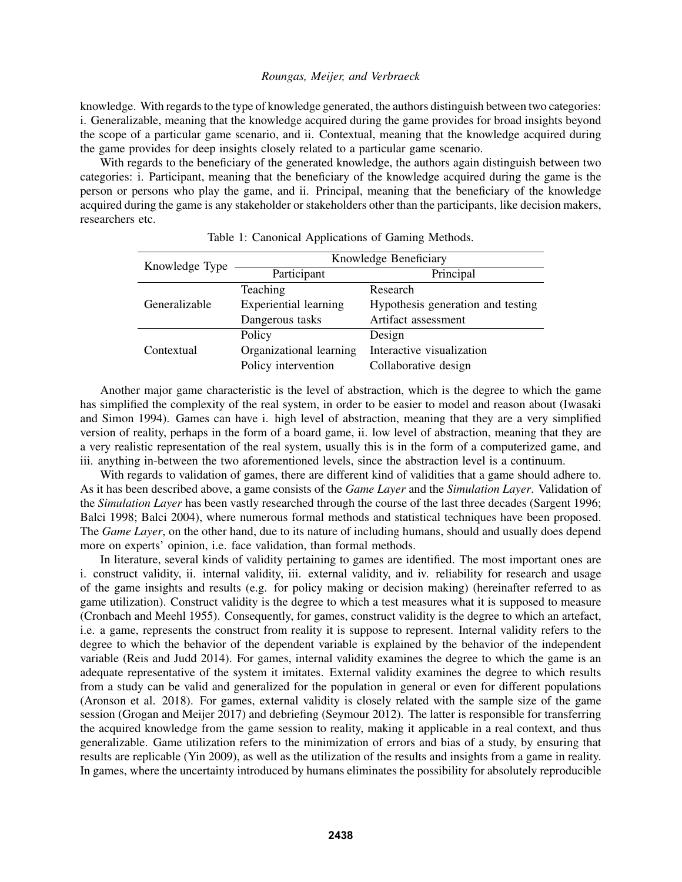knowledge. With regards to the type of knowledge generated, the authors distinguish between two categories: i. Generalizable, meaning that the knowledge acquired during the game provides for broad insights beyond the scope of a particular game scenario, and ii. Contextual, meaning that the knowledge acquired during the game provides for deep insights closely related to a particular game scenario.

With regards to the beneficiary of the generated knowledge, the authors again distinguish between two categories: i. Participant, meaning that the beneficiary of the knowledge acquired during the game is the person or persons who play the game, and ii. Principal, meaning that the beneficiary of the knowledge acquired during the game is any stakeholder or stakeholders other than the participants, like decision makers, researchers etc.

Table 1: Canonical Applications of Gaming Methods.

| Knowledge Type | Knowledge Beneficiary | |
|---|---|---|
| | Participant | Principal |
| Generalizable | Teaching | Research |
| | Experiential learning | Hypothesis generation and testing |
| | Dangerous tasks | Artifact assessment |
| Contextual | Policy | Design |
| | Organizational learning | Interactive visualization |
| | Policy intervention | Collaborative design |

Another major game characteristic is the level of abstraction, which is the degree to which the game has simplified the complexity of the real system, in order to be easier to model and reason about (Iwasaki and Simon 1994). Games can have i. high level of abstraction, meaning that they are a very simplified version of reality, perhaps in the form of a board game, ii. low level of abstraction, meaning that they are a very realistic representation of the real system, usually this is in the form of a computerized game, and iii. anything in-between the two aforementioned levels, since the abstraction level is a continuum.

With regards to validation of games, there are different kind of validities that a game should adhere to. As it has been described above, a game consists of the *Game Layer* and the *Simulation Layer*. Validation of the *Simulation Layer* has been vastly researched through the course of the last three decades (Sargent 1996; Balci 1998; Balci 2004), where numerous formal methods and statistical techniques have been proposed. The *Game Layer*, on the other hand, due to its nature of including humans, should and usually does depend more on experts' opinion, i.e. face validation, than formal methods.

In literature, several kinds of validity pertaining to games are identified. The most important ones are i. construct validity, ii. internal validity, iii. external validity, and iv. reliability for research and usage of the game insights and results (e.g. for policy making or decision making) (hereinafter referred to as game utilization). Construct validity is the degree to which a test measures what it is supposed to measure (Cronbach and Meehl 1955). Consequently, for games, construct validity is the degree to which an artefact, i.e. a game, represents the construct from reality it is suppose to represent. Internal validity refers to the degree to which the behavior of the dependent variable is explained by the behavior of the independent variable (Reis and Judd 2014). For games, internal validity examines the degree to which the game is an adequate representative of the system it imitates. External validity examines the degree to which results from a study can be valid and generalized for the population in general or even for different populations (Aronson et al. 2018). For games, external validity is closely related with the sample size of the game session (Grogan and Meijer 2017) and debriefing (Seymour 2012). The latter is responsible for transferring the acquired knowledge from the game session to reality, making it applicable in a real context, and thus generalizable. Game utilization refers to the minimization of errors and bias of a study, by ensuring that results are replicable (Yin 2009), as well as the utilization of the results and insights from a game in reality. In games, where the uncertainty introduced by humans eliminates the possibility for absolutely reproducible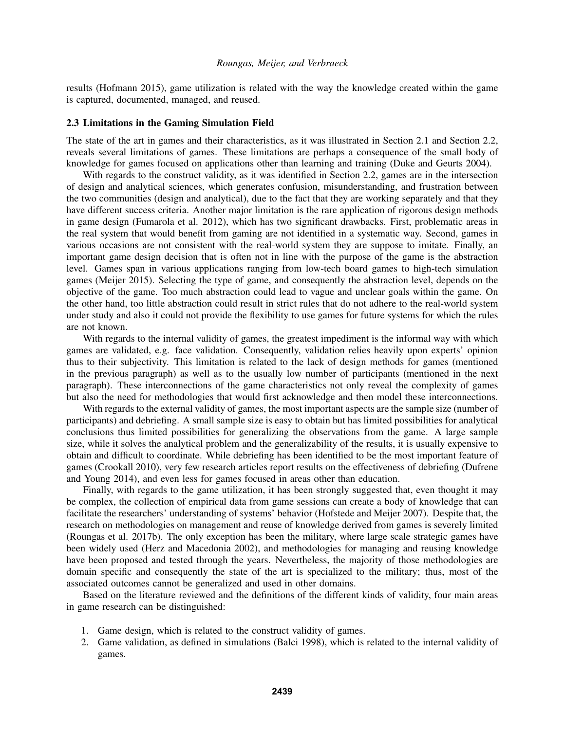results (Hofmann 2015), game utilization is related with the way the knowledge created within the game is captured, documented, managed, and reused.

### 2.3 Limitations in the Gaming Simulation Field

The state of the art in games and their characteristics, as it was illustrated in Section 2.1 and Section 2.2, reveals several limitations of games. These limitations are perhaps a consequence of the small body of knowledge for games focused on applications other than learning and training (Duke and Geurts 2004).

With regards to the construct validity, as it was identified in Section 2.2, games are in the intersection of design and analytical sciences, which generates confusion, misunderstanding, and frustration between the two communities (design and analytical), due to the fact that they are working separately and that they have different success criteria. Another major limitation is the rare application of rigorous design methods in game design (Fumarola et al. 2012), which has two significant drawbacks. First, problematic areas in the real system that would benefit from gaming are not identified in a systematic way. Second, games in various occasions are not consistent with the real-world system they are suppose to imitate. Finally, an important game design decision that is often not in line with the purpose of the game is the abstraction level. Games span in various applications ranging from low-tech board games to high-tech simulation games (Meijer 2015). Selecting the type of game, and consequently the abstraction level, depends on the objective of the game. Too much abstraction could lead to vague and unclear goals within the game. On the other hand, too little abstraction could result in strict rules that do not adhere to the real-world system under study and also it could not provide the flexibility to use games for future systems for which the rules are not known.

With regards to the internal validity of games, the greatest impediment is the informal way with which games are validated, e.g. face validation. Consequently, validation relies heavily upon experts' opinion thus to their subjectivity. This limitation is related to the lack of design methods for games (mentioned in the previous paragraph) as well as to the usually low number of participants (mentioned in the next paragraph). These interconnections of the game characteristics not only reveal the complexity of games but also the need for methodologies that would first acknowledge and then model these interconnections.

With regards to the external validity of games, the most important aspects are the sample size (number of participants) and debriefing. A small sample size is easy to obtain but has limited possibilities for analytical conclusions thus limited possibilities for generalizing the observations from the game. A large sample size, while it solves the analytical problem and the generalizability of the results, it is usually expensive to obtain and difficult to coordinate. While debriefing has been identified to be the most important feature of games (Crookall 2010), very few research articles report results on the effectiveness of debriefing (Dufrene and Young 2014), and even less for games focused in areas other than education.

Finally, with regards to the game utilization, it has been strongly suggested that, even thought it may be complex, the collection of empirical data from game sessions can create a body of knowledge that can facilitate the researchers' understanding of systems' behavior (Hofstede and Meijer 2007). Despite that, the research on methodologies on management and reuse of knowledge derived from games is severely limited (Roungas et al. 2017b). The only exception has been the military, where large scale strategic games have been widely used (Herz and Macedonia 2002), and methodologies for managing and reusing knowledge have been proposed and tested through the years. Nevertheless, the majority of those methodologies are domain specific and consequently the state of the art is specialized to the military; thus, most of the associated outcomes cannot be generalized and used in other domains.

Based on the literature reviewed and the definitions of the different kinds of validity, four main areas in game research can be distinguished:

1. Game design, which is related to the construct validity of games.
2. Game validation, as defined in simulations (Balci 1998), which is related to the internal validity of games.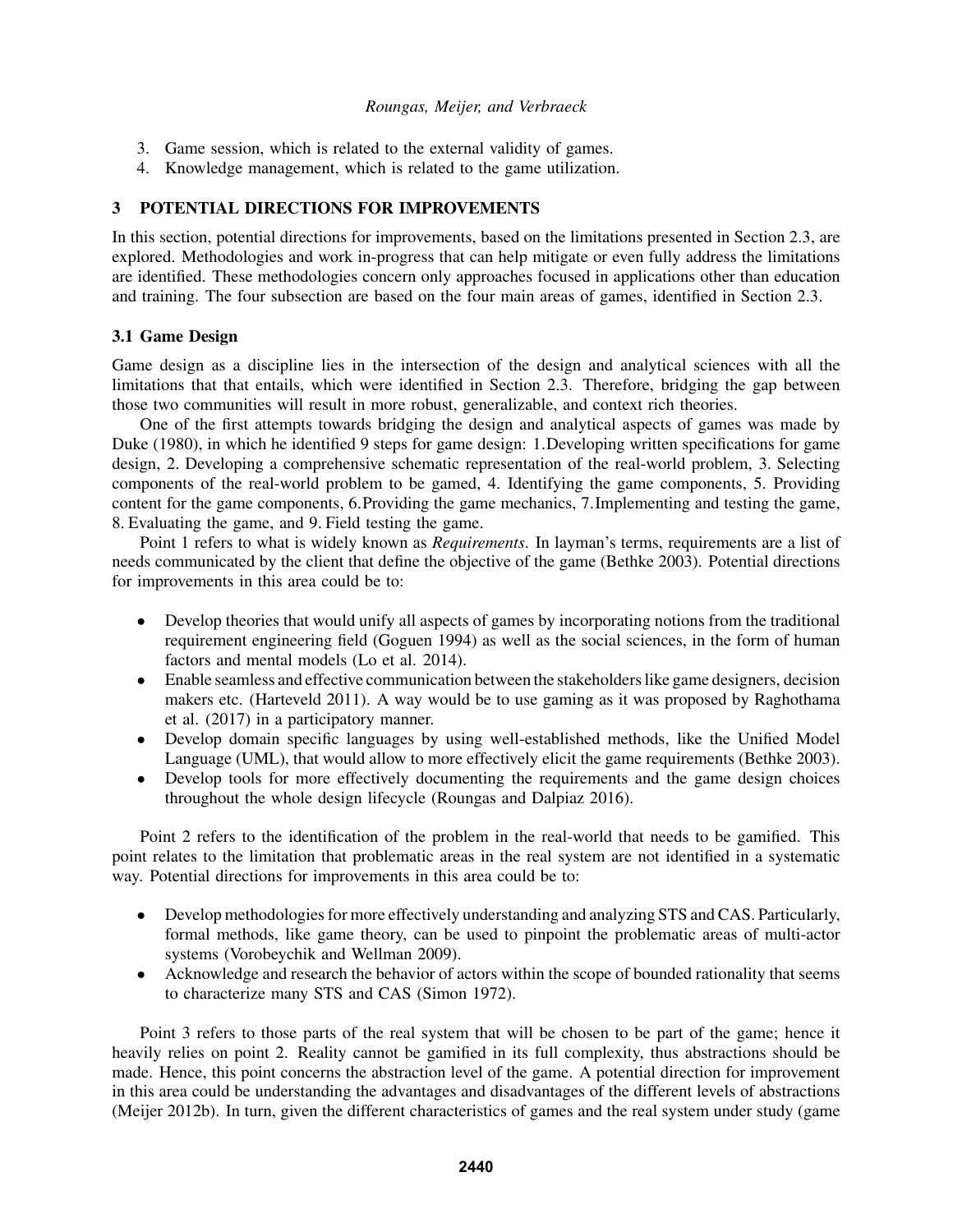3. Game session, which is related to the external validity of games.
4. Knowledge management, which is related to the game utilization.

## 3 POTENTIAL DIRECTIONS FOR IMPROVEMENTS

In this section, potential directions for improvements, based on the limitations presented in Section 2.3, are explored. Methodologies and work in-progress that can help mitigate or even fully address the limitations are identified. These methodologies concern only approaches focused in applications other than education and training. The four subsection are based on the four main areas of games, identified in Section 2.3.

### 3.1 Game Design

Game design as a discipline lies in the intersection of the design and analytical sciences with all the limitations that that entails, which were identified in Section 2.3. Therefore, bridging the gap between those two communities will result in more robust, generalizable, and context rich theories.

One of the first attempts towards bridging the design and analytical aspects of games was made by Duke (1980), in which he identified 9 steps for game design: 1. Developing written specifications for game design, 2. Developing a comprehensive schematic representation of the real-world problem, 3. Selecting components of the real-world problem to be gamed, 4. Identifying the game components, 5. Providing content for the game components, 6. Providing the game mechanics, 7. Implementing and testing the game, 8. Evaluating the game, and 9. Field testing the game.

Point 1 refers to what is widely known as *Requirements*. In layman's terms, requirements are a list of needs communicated by the client that define the objective of the game (Bethke 2003). Potential directions for improvements in this area could be to:

- Develop theories that would unify all aspects of games by incorporating notions from the traditional requirement engineering field (Goguen 1994) as well as the social sciences, in the form of human factors and mental models (Lo et al. 2014).
- Enable seamless and effective communication between the stakeholders like game designers, decision makers etc. (Harteveld 2011). A way would be to use gaming as it was proposed by Raghothama et al. (2017) in a participatory manner.
- Develop domain specific languages by using well-established methods, like the Unified Model Language (UML), that would allow to more effectively elicit the game requirements (Bethke 2003).
- Develop tools for more effectively documenting the requirements and the game design choices throughout the whole design lifecycle (Roungas and Dalpiaz 2016).

Point 2 refers to the identification of the problem in the real-world that needs to be gamified. This point relates to the limitation that problematic areas in the real system are not identified in a systematic way. Potential directions for improvements in this area could be to:

- Develop methodologies for more effectively understanding and analyzing STS and CAS. Particularly, formal methods, like game theory, can be used to pinpoint the problematic areas of multi-actor systems (Vorobeychik and Wellman 2009).
- Acknowledge and research the behavior of actors within the scope of bounded rationality that seems to characterize many STS and CAS (Simon 1972).

Point 3 refers to those parts of the real system that will be chosen to be part of the game; hence it heavily relies on point 2. Reality cannot be gamified in its full complexity, thus abstractions should be made. Hence, this point concerns the abstraction level of the game. A potential direction for improvement in this area could be understanding the advantages and disadvantages of the different levels of abstractions (Meijer 2012b). In turn, given the different characteristics of games and the real system under study (game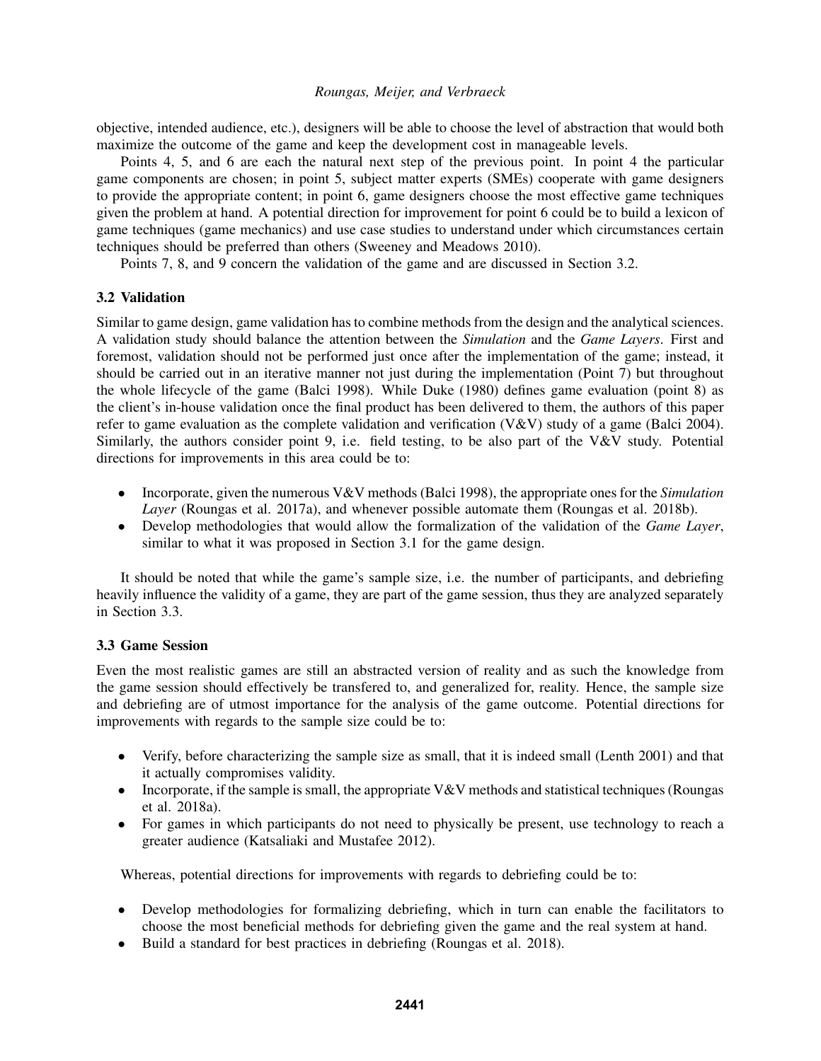objective, intended audience, etc.), designers will be able to choose the level of abstraction that would both maximize the outcome of the game and keep the development cost in manageable levels.

Points 4, 5, and 6 are each the natural next step of the previous point. In point 4 the particular game components are chosen; in point 5, subject matter experts (SMEs) cooperate with game designers to provide the appropriate content; in point 6, game designers choose the most effective game techniques given the problem at hand. A potential direction for improvement for point 6 could be to build a lexicon of game techniques (game mechanics) and use case studies to understand under which circumstances certain techniques should be preferred than others (Sweeney and Meadows 2010).

Points 7, 8, and 9 concern the validation of the game and are discussed in Section 3.2.

### 3.2 Validation

Similar to game design, game validation has to combine methods from the design and the analytical sciences. A validation study should balance the attention between the *Simulation* and the *Game Layers*. First and foremost, validation should not be performed just once after the implementation of the game; instead, it should be carried out in an iterative manner not just during the implementation (Point 7) but throughout the whole lifecycle of the game (Balci 1998). While Duke (1980) defines game evaluation (point 8) as the client's in-house validation once the final product has been delivered to them, the authors of this paper refer to game evaluation as the complete validation and verification (V&V) study of a game (Balci 2004). Similarly, the authors consider point 9, i.e. field testing, to be also part of the V&V study. Potential directions for improvements in this area could be to:

- Incorporate, given the numerous V&V methods (Balci 1998), the appropriate ones for the *Simulation Layer* (Roungas et al. 2017a), and whenever possible automate them (Roungas et al. 2018b).
- Develop methodologies that would allow the formalization of the validation of the *Game Layer*, similar to what it was proposed in Section 3.1 for the game design.

It should be noted that while the game's sample size, i.e. the number of participants, and debriefing heavily influence the validity of a game, they are part of the game session, thus they are analyzed separately in Section 3.3.

### 3.3 Game Session

Even the most realistic games are still an abstracted version of reality and as such the knowledge from the game session should effectively be transfered to, and generalized for, reality. Hence, the sample size and debriefing are of utmost importance for the analysis of the game outcome. Potential directions for improvements with regards to the sample size could be to:

- Verify, before characterizing the sample size as small, that it is indeed small (Lenth 2001) and that it actually compromises validity.
- Incorporate, if the sample is small, the appropriate V&V methods and statistical techniques (Roungas et al. 2018a).
- For games in which participants do not need to physically be present, use technology to reach a greater audience (Katsaliaki and Mustafee 2012).

Whereas, potential directions for improvements with regards to debriefing could be to:

- Develop methodologies for formalizing debriefing, which in turn can enable the facilitators to choose the most beneficial methods for debriefing given the game and the real system at hand.
- Build a standard for best practices in debriefing (Roungas et al. 2018).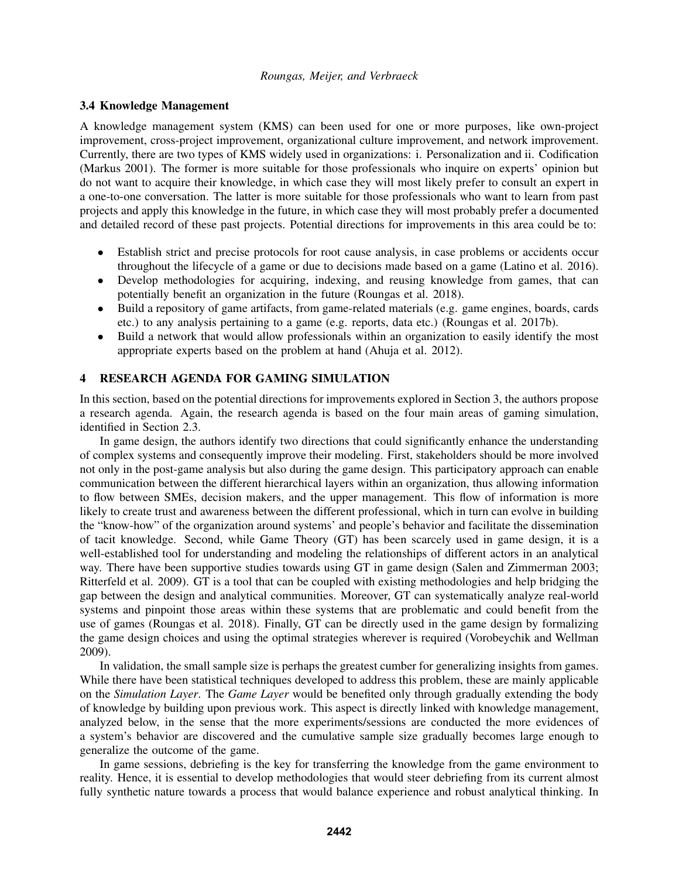### 3.4 Knowledge Management

A knowledge management system (KMS) can been used for one or more purposes, like own-project improvement, cross-project improvement, organizational culture improvement, and network improvement. Currently, there are two types of KMS widely used in organizations: i. Personalization and ii. Codification (Markus 2001). The former is more suitable for those professionals who inquire on experts' opinion but do not want to acquire their knowledge, in which case they will most likely prefer to consult an expert in a one-to-one conversation. The latter is more suitable for those professionals who want to learn from past projects and apply this knowledge in the future, in which case they will most probably prefer a documented and detailed record of these past projects. Potential directions for improvements in this area could be to:

- Establish strict and precise protocols for root cause analysis, in case problems or accidents occur throughout the lifecycle of a game or due to decisions made based on a game (Latino et al. 2016).
- Develop methodologies for acquiring, indexing, and reusing knowledge from games, that can potentially benefit an organization in the future (Roungas et al. 2018).
- Build a repository of game artifacts, from game-related materials (e.g. game engines, boards, cards etc.) to any analysis pertaining to a game (e.g. reports, data etc.) (Roungas et al. 2017b).
- Build a network that would allow professionals within an organization to easily identify the most appropriate experts based on the problem at hand (Ahuja et al. 2012).

## 4 RESEARCH AGENDA FOR GAMING SIMULATION

In this section, based on the potential directions for improvements explored in Section 3, the authors propose a research agenda. Again, the research agenda is based on the four main areas of gaming simulation, identified in Section 2.3.

In game design, the authors identify two directions that could significantly enhance the understanding of complex systems and consequently improve their modeling. First, stakeholders should be more involved not only in the post-game analysis but also during the game design. This participatory approach can enable communication between the different hierarchical layers within an organization, thus allowing information to flow between SMEs, decision makers, and the upper management. This flow of information is more likely to create trust and awareness between the different professional, which in turn can evolve in building the "know-how" of the organization around systems' and people's behavior and facilitate the dissemination of tacit knowledge. Second, while Game Theory (GT) has been scarcely used in game design, it is a well-established tool for understanding and modeling the relationships of different actors in an analytical way. There have been supportive studies towards using GT in game design (Salen and Zimmerman 2003; Ritterfeld et al. 2009). GT is a tool that can be coupled with existing methodologies and help bridging the gap between the design and analytical communities. Moreover, GT can systematically analyze real-world systems and pinpoint those areas within these systems that are problematic and could benefit from the use of games (Roungas et al. 2018). Finally, GT can be directly used in the game design by formalizing the game design choices and using the optimal strategies wherever is required (Vorobeychik and Wellman 2009).

In validation, the small sample size is perhaps the greatest cumber for generalizing insights from games. While there have been statistical techniques developed to address this problem, these are mainly applicable on the *Simulation Layer*. The *Game Layer* would be benefited only through gradually extending the body of knowledge by building upon previous work. This aspect is directly linked with knowledge management, analyzed below, in the sense that the more experiments/sessions are conducted the more evidences of a system's behavior are discovered and the cumulative sample size gradually becomes large enough to generalize the outcome of the game.

In game sessions, debriefing is the key for transferring the knowledge from the game environment to reality. Hence, it is essential to develop methodologies that would steer debriefing from its current almost fully synthetic nature towards a process that would balance experience and robust analytical thinking. In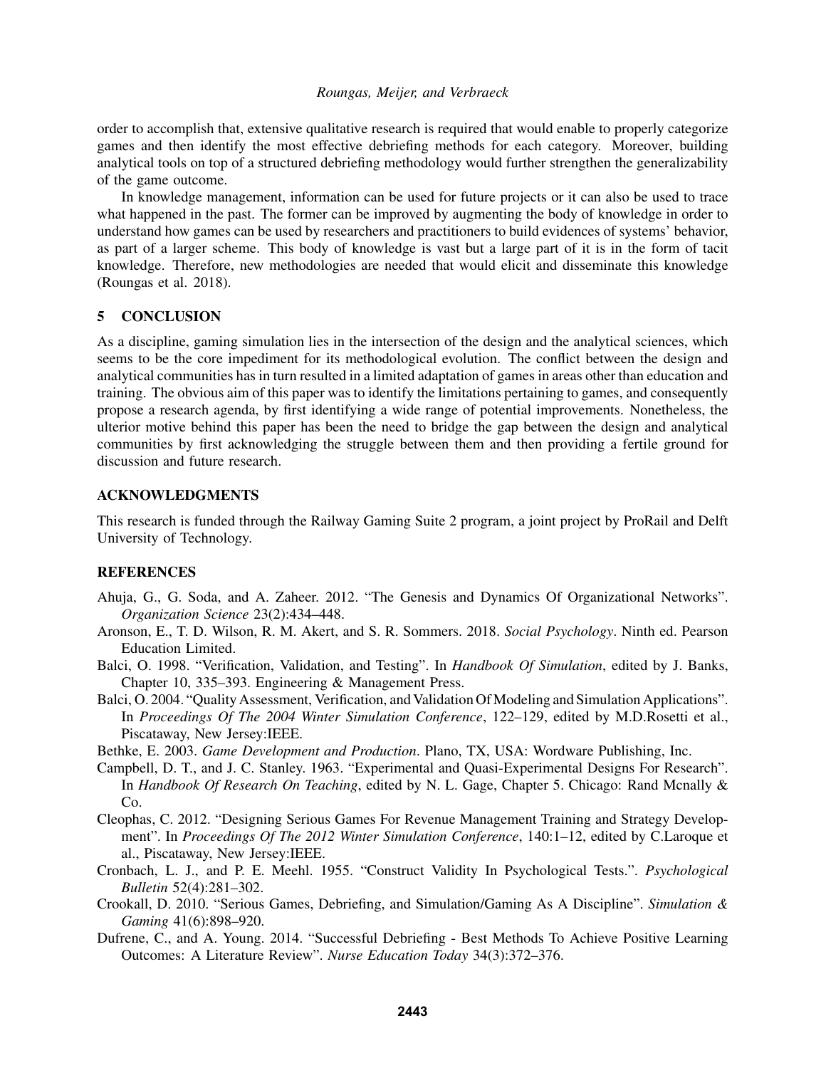order to accomplish that, extensive qualitative research is required that would enable to properly categorize games and then identify the most effective debriefing methods for each category. Moreover, building analytical tools on top of a structured debriefing methodology would further strengthen the generalizability of the game outcome.

In knowledge management, information can be used for future projects or it can also be used to trace what happened in the past. The former can be improved by augmenting the body of knowledge in order to understand how games can be used by researchers and practitioners to build evidences of systems' behavior, as part of a larger scheme. This body of knowledge is vast but a large part of it is in the form of tacit knowledge. Therefore, new methodologies are needed that would elicit and disseminate this knowledge (Roungas et al. 2018).

## 5 CONCLUSION

As a discipline, gaming simulation lies in the intersection of the design and the analytical sciences, which seems to be the core impediment for its methodological evolution. The conflict between the design and analytical communities has in turn resulted in a limited adaptation of games in areas other than education and training. The obvious aim of this paper was to identify the limitations pertaining to games, and consequently propose a research agenda, by first identifying a wide range of potential improvements. Nonetheless, the ulterior motive behind this paper has been the need to bridge the gap between the design and analytical communities by first acknowledging the struggle between them and then providing a fertile ground for discussion and future research.

## ACKNOWLEDGMENTS

This research is funded through the Railway Gaming Suite 2 program, a joint project by ProRail and Delft University of Technology.

## REFERENCES

Ahuja, G., G. Soda, and A. Zaheer. 2012. "The Genesis and Dynamics Of Organizational Networks". *Organization Science* 23(2):434–448.

Aronson, E., T. D. Wilson, R. M. Akert, and S. R. Sommers. 2018. *Social Psychology*. Ninth ed. Pearson Education Limited.

Balci, O. 1998. "Verification, Validation, and Testing". In *Handbook Of Simulation*, edited by J. Banks, Chapter 10, 335–393. Engineering & Management Press.

Balci, O. 2004. "Quality Assessment, Verification, and Validation Of Modeling and Simulation Applications". In *Proceedings Of The 2004 Winter Simulation Conference*, 122–129, edited by M.D.Rosetti et al., Piscataway, New Jersey:IEEE.

Bethke, E. 2003. *Game Development and Production*. Plano, TX, USA: Wordware Publishing, Inc.

Campbell, D. T., and J. C. Stanley. 1963. "Experimental and Quasi-Experimental Designs For Research". In *Handbook Of Research On Teaching*, edited by N. L. Gage, Chapter 5. Chicago: Rand Mcnally & Co.

Cleophas, C. 2012. "Designing Serious Games For Revenue Management Training and Strategy Development". In *Proceedings Of The 2012 Winter Simulation Conference*, 140:1–12, edited by C.Laroque et al., Piscataway, New Jersey:IEEE.

Cronbach, L. J., and P. E. Meehl. 1955. "Construct Validity In Psychological Tests.". *Psychological Bulletin* 52(4):281–302.

Crookall, D. 2010. "Serious Games, Debriefing, and Simulation/Gaming As A Discipline". *Simulation & Gaming* 41(6):898–920.

Dufrene, C., and A. Young. 2014. "Successful Debriefing - Best Methods To Achieve Positive Learning Outcomes: A Literature Review". *Nurse Education Today* 34(3):372–376.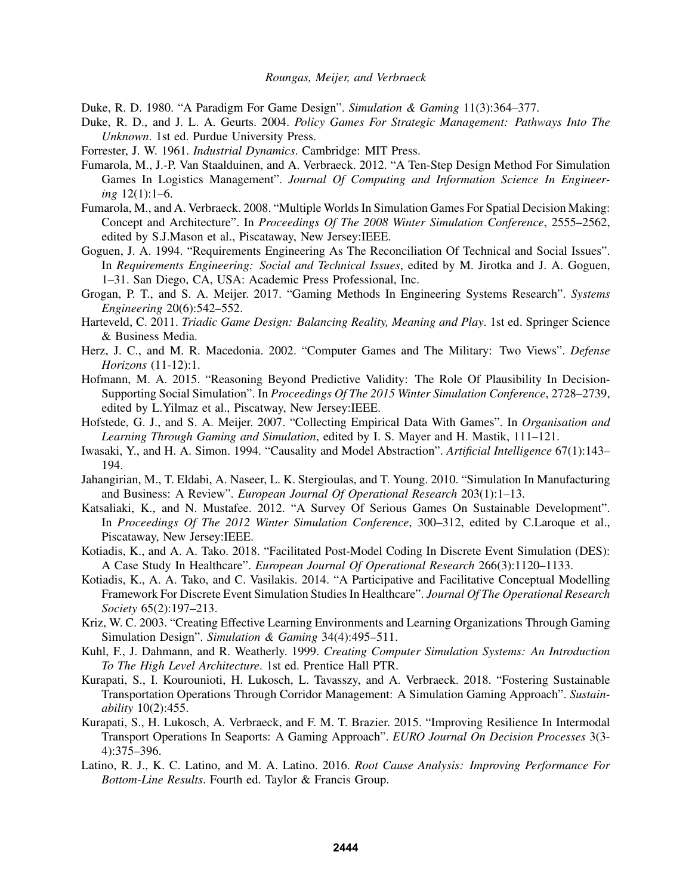Duke, R. D. 1980. "A Paradigm For Game Design". *Simulation & Gaming* 11(3):364–377.

Duke, R. D., and J. L. A. Geurts. 2004. *Policy Games For Strategic Management: Pathways Into The Unknown*. 1st ed. Purdue University Press.

Forrester, J. W. 1961. *Industrial Dynamics*. Cambridge: MIT Press.

Fumarola, M., J.-P. Van Staalduinen, and A. Verbraeck. 2012. "A Ten-Step Design Method For Simulation Games In Logistics Management". *Journal Of Computing and Information Science In Engineering* 12(1):1–6.

Fumarola, M., and A. Verbraeck. 2008. "Multiple Worlds In Simulation Games For Spatial Decision Making: Concept and Architecture". In *Proceedings Of The 2008 Winter Simulation Conference*, 2555–2562, edited by S.J.Mason et al., Piscataway, New Jersey:IEEE.

Goguen, J. A. 1994. "Requirements Engineering As The Reconciliation Of Technical and Social Issues". In *Requirements Engineering: Social and Technical Issues*, edited by M. Jirotka and J. A. Goguen, 1–31. San Diego, CA, USA: Academic Press Professional, Inc.

Grogan, P. T., and S. A. Meijer. 2017. "Gaming Methods In Engineering Systems Research". *Systems Engineering* 20(6):542–552.

Harteveld, C. 2011. *Triadic Game Design: Balancing Reality, Meaning and Play*. 1st ed. Springer Science & Business Media.

Herz, J. C., and M. R. Macedonia. 2002. "Computer Games and The Military: Two Views". *Defense Horizons* (11-12):1.

Hofmann, M. A. 2015. "Reasoning Beyond Predictive Validity: The Role Of Plausibility In Decision-Supporting Social Simulation". In *Proceedings Of The 2015 Winter Simulation Conference*, 2728–2739, edited by L.Yilmaz et al., Piscataway, New Jersey:IEEE.

Hofstede, G. J., and S. A. Meijer. 2007. "Collecting Empirical Data With Games". In *Organisation and Learning Through Gaming and Simulation*, edited by I. S. Mayer and H. Mastik, 111–121.

Iwasaki, Y., and H. A. Simon. 1994. "Causality and Model Abstraction". *Artificial Intelligence* 67(1):143–194.

Jahangirian, M., T. Eldabi, A. Naseer, L. K. Stergioulas, and T. Young. 2010. "Simulation In Manufacturing and Business: A Review". *European Journal Of Operational Research* 203(1):1–13.

Katsaliaki, K., and N. Mustafee. 2012. "A Survey Of Serious Games On Sustainable Development". In *Proceedings Of The 2012 Winter Simulation Conference*, 300–312, edited by C.Laroque et al., Piscataway, New Jersey:IEEE.

Kotiadis, K., and A. A. Tako. 2018. "Facilitated Post-Model Coding In Discrete Event Simulation (DES): A Case Study In Healthcare". *European Journal Of Operational Research* 266(3):1120–1133.

Kotiadis, K., A. A. Tako, and C. Vasilakis. 2014. "A Participative and Facilitative Conceptual Modelling Framework For Discrete Event Simulation Studies In Healthcare". *Journal Of The Operational Research Society* 65(2):197–213.

Kriz, W. C. 2003. "Creating Effective Learning Environments and Learning Organizations Through Gaming Simulation Design". *Simulation & Gaming* 34(4):495–511.

Kuhl, F., J. Dahmann, and R. Weatherly. 1999. *Creating Computer Simulation Systems: An Introduction To The High Level Architecture*. 1st ed. Prentice Hall PTR.

Kurapati, S., I. Kourounioti, H. Lukosch, L. Tavasszy, and A. Verbraeck. 2018. "Fostering Sustainable Transportation Operations Through Corridor Management: A Simulation Gaming Approach". *Sustainability* 10(2):455.

Kurapati, S., H. Lukosch, A. Verbraeck, and F. M. T. Brazier. 2015. "Improving Resilience In Intermodal Transport Operations In Seaports: A Gaming Approach". *EURO Journal On Decision Processes* 3(3-4):375–396.

Latino, R. J., K. C. Latino, and M. A. Latino. 2016. *Root Cause Analysis: Improving Performance For Bottom-Line Results*. Fourth ed. Taylor & Francis Group.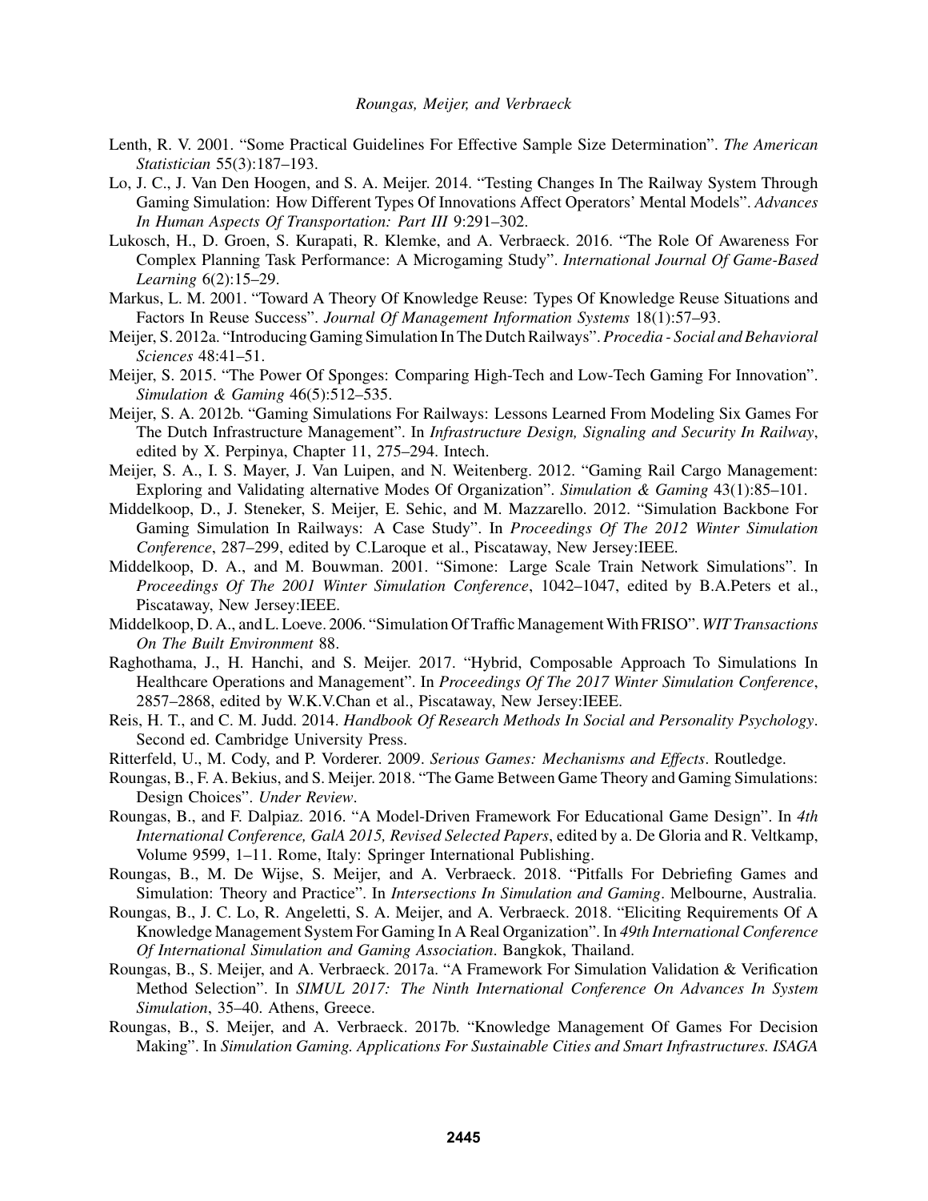Lenth, R. V. 2001. "Some Practical Guidelines For Effective Sample Size Determination". *The American Statistician* 55(3):187–193.

Lo, J. C., J. Van Den Hoogen, and S. A. Meijer. 2014. "Testing Changes In The Railway System Through Gaming Simulation: How Different Types Of Innovations Affect Operators' Mental Models". *Advances In Human Aspects Of Transportation: Part III* 9:291–302.

Lukosch, H., D. Groen, S. Kurapati, R. Klemke, and A. Verbraeck. 2016. "The Role Of Awareness For Complex Planning Task Performance: A Microgaming Study". *International Journal Of Game-Based Learning* 6(2):15–29.

Markus, L. M. 2001. "Toward A Theory Of Knowledge Reuse: Types Of Knowledge Reuse Situations and Factors In Reuse Success". *Journal Of Management Information Systems* 18(1):57–93.

Meijer, S. 2012a. "Introducing Gaming Simulation In The Dutch Railways". *Procedia - Social and Behavioral Sciences* 48:41–51.

Meijer, S. 2015. "The Power Of Sponges: Comparing High-Tech and Low-Tech Gaming For Innovation". *Simulation & Gaming* 46(5):512–535.

Meijer, S. A. 2012b. "Gaming Simulations For Railways: Lessons Learned From Modeling Six Games For The Dutch Infrastructure Management". In *Infrastructure Design, Signaling and Security In Railway*, edited by X. Perpinya, Chapter 11, 275–294. Intech.

Meijer, S. A., I. S. Mayer, J. Van Luipen, and N. Weitenberg. 2012. "Gaming Rail Cargo Management: Exploring and Validating alternative Modes Of Organization". *Simulation & Gaming* 43(1):85–101.

Middelkoop, D., J. Steneker, S. Meijer, E. Sehic, and M. Mazzarello. 2012. "Simulation Backbone For Gaming Simulation In Railways: A Case Study". In *Proceedings Of The 2012 Winter Simulation Conference*, 287–299, edited by C.Laroque et al., Piscataway, New Jersey:IEEE.

Middelkoop, D. A., and M. Bouwman. 2001. "Simone: Large Scale Train Network Simulations". In *Proceedings Of The 2001 Winter Simulation Conference*, 1042–1047, edited by B.A.Peters et al., Piscataway, New Jersey:IEEE.

Middelkoop, D. A., and L. Loeve. 2006. "Simulation Of Traffic Management With FRISO". *WIT Transactions On The Built Environment* 88.

Raghothama, J., H. Hanchi, and S. Meijer. 2017. "Hybrid, Composable Approach To Simulations In Healthcare Operations and Management". In *Proceedings Of The 2017 Winter Simulation Conference*, 2857–2868, edited by W.K.V.Chan et al., Piscataway, New Jersey:IEEE.

Reis, H. T., and C. M. Judd. 2014. *Handbook Of Research Methods In Social and Personality Psychology*. Second ed. Cambridge University Press.

Ritterfeld, U., M. Cody, and P. Vorderer. 2009. *Serious Games: Mechanisms and Effects*. Routledge.

Roungas, B., F. A. Bekius, and S. Meijer. 2018. "The Game Between Game Theory and Gaming Simulations: Design Choices". *Under Review*.

Roungas, B., and F. Dalpiaz. 2016. "A Model-Driven Framework For Educational Game Design". In *4th International Conference, GalA 2015, Revised Selected Papers*, edited by a. De Gloria and R. Veltkamp, Volume 9599, 1–11. Rome, Italy: Springer International Publishing.

Roungas, B., M. De Wijse, S. Meijer, and A. Verbraeck. 2018. "Pitfalls For Debriefing Games and Simulation: Theory and Practice". In *Intersections In Simulation and Gaming*. Melbourne, Australia.

Roungas, B., J. C. Lo, R. Angeletti, S. A. Meijer, and A. Verbraeck. 2018. "Eliciting Requirements Of A Knowledge Management System For Gaming In A Real Organization". In *49th International Conference Of International Simulation and Gaming Association*. Bangkok, Thailand.

Roungas, B., S. Meijer, and A. Verbraeck. 2017a. "A Framework For Simulation Validation & Verification Method Selection". In *SIMUL 2017: The Ninth International Conference On Advances In System Simulation*, 35–40. Athens, Greece.

Roungas, B., S. Meijer, and A. Verbraeck. 2017b. "Knowledge Management Of Games For Decision Making". In *Simulation Gaming. Applications For Sustainable Cities and Smart Infrastructures. ISAGA*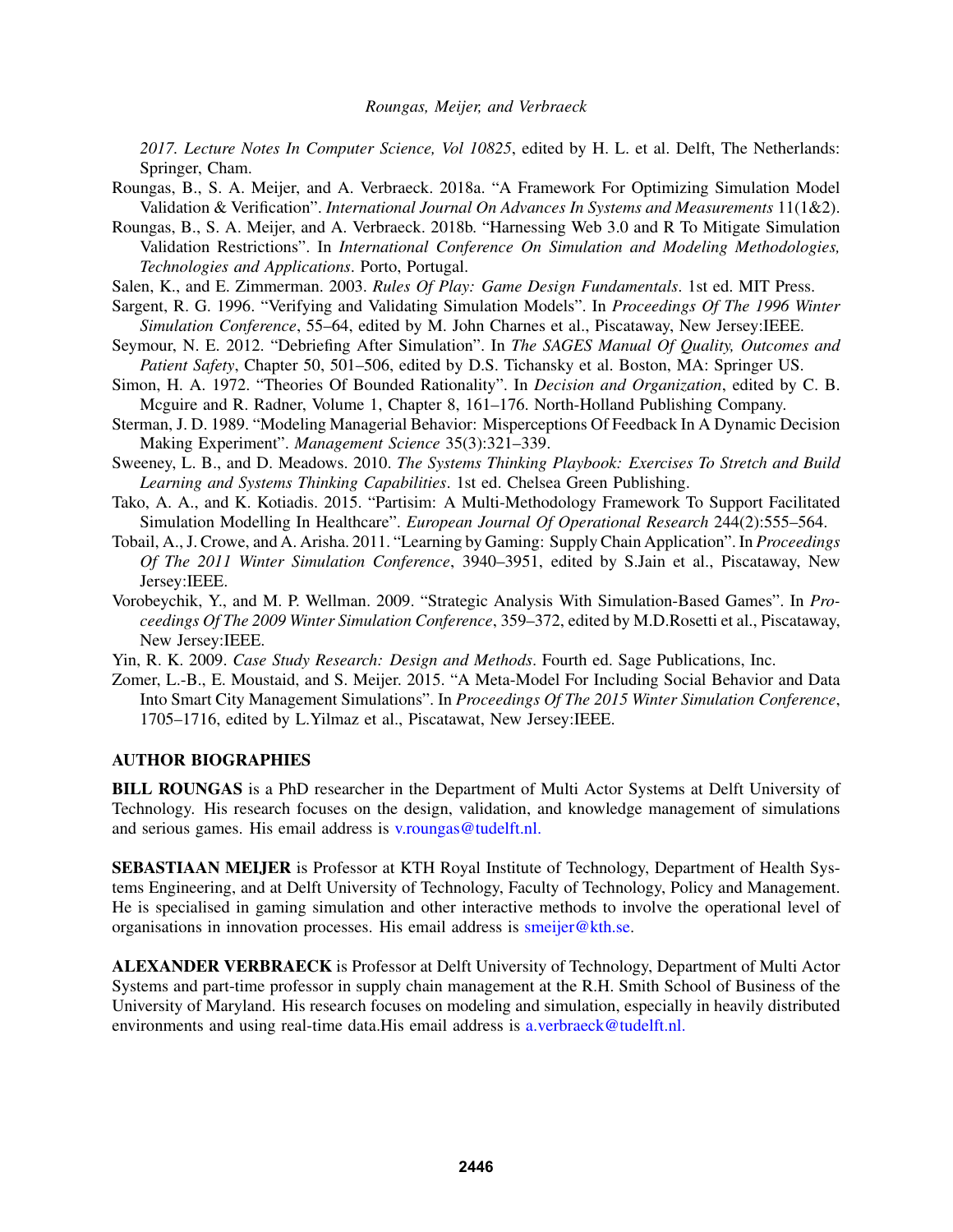*2017. Lecture Notes In Computer Science, Vol 10825*, edited by H. L. et al. Delft, The Netherlands: Springer, Cham.

Roungas, B., S. A. Meijer, and A. Verbraeck. 2018a. "A Framework For Optimizing Simulation Model Validation & Verification". *International Journal On Advances In Systems and Measurements* 11(1&2).

Roungas, B., S. A. Meijer, and A. Verbraeck. 2018b. "Harnessing Web 3.0 and R To Mitigate Simulation Validation Restrictions". In *International Conference On Simulation and Modeling Methodologies, Technologies and Applications*. Porto, Portugal.

Salen, K., and E. Zimmerman. 2003. *Rules Of Play: Game Design Fundamentals*. 1st ed. MIT Press.

Sargent, R. G. 1996. "Verifying and Validating Simulation Models". In *Proceedings Of The 1996 Winter Simulation Conference*, 55–64, edited by M. John Charnes et al., Piscataway, New Jersey:IEEE.

Seymour, N. E. 2012. "Debriefing After Simulation". In *The SAGES Manual Of Quality, Outcomes and Patient Safety*, Chapter 50, 501–506, edited by D.S. Tichansky et al. Boston, MA: Springer US.

Simon, H. A. 1972. "Theories Of Bounded Rationality". In *Decision and Organization*, edited by C. B. Mcguire and R. Radner, Volume 1, Chapter 8, 161–176. North-Holland Publishing Company.

Sterman, J. D. 1989. "Modeling Managerial Behavior: Misperceptions Of Feedback In A Dynamic Decision Making Experiment". *Management Science* 35(3):321–339.

Sweeney, L. B., and D. Meadows. 2010. *The Systems Thinking Playbook: Exercises To Stretch and Build Learning and Systems Thinking Capabilities*. 1st ed. Chelsea Green Publishing.

Tako, A. A., and K. Kotiadis. 2015. "Partisim: A Multi-Methodology Framework To Support Facilitated Simulation Modelling In Healthcare". *European Journal Of Operational Research* 244(2):555–564.

Tobail, A., J. Crowe, and A. Arisha. 2011. "Learning by Gaming: Supply Chain Application". In *Proceedings Of The 2011 Winter Simulation Conference*, 3940–3951, edited by S.Jain et al., Piscataway, New Jersey:IEEE.

Vorobeychik, Y., and M. P. Wellman. 2009. "Strategic Analysis With Simulation-Based Games". In *Proceedings Of The 2009 Winter Simulation Conference*, 359–372, edited by M.D.Rosetti et al., Piscataway, New Jersey:IEEE.

Yin, R. K. 2009. *Case Study Research: Design and Methods*. Fourth ed. Sage Publications, Inc.

Zomer, L.-B., E. Moustaid, and S. Meijer. 2015. "A Meta-Model For Including Social Behavior and Data Into Smart City Management Simulations". In *Proceedings Of The 2015 Winter Simulation Conference*, 1705–1716, edited by L.Yilmaz et al., Piscatawat, New Jersey:IEEE.

## AUTHOR BIOGRAPHIES

**BILL ROUNGAS** is a PhD researcher in the Department of Multi Actor Systems at Delft University of Technology. His research focuses on the design, validation, and knowledge management of simulations and serious games. His email address is v.roungas@tudelft.nl.

**SEBASTIAAN MEIJER** is Professor at KTH Royal Institute of Technology, Department of Health Systems Engineering, and at Delft University of Technology, Faculty of Technology, Policy and Management. He is specialised in gaming simulation and other interactive methods to involve the operational level of organisations in innovation processes. His email address is smeijer@kth.se.

**ALEXANDER VERBRAECK** is Professor at Delft University of Technology, Department of Multi Actor Systems and part-time professor in supply chain management at the R.H. Smith School of Business of the University of Maryland. His research focuses on modeling and simulation, especially in heavily distributed environments and using real-time data.His email address is a.verbraeck@tudelft.nl.